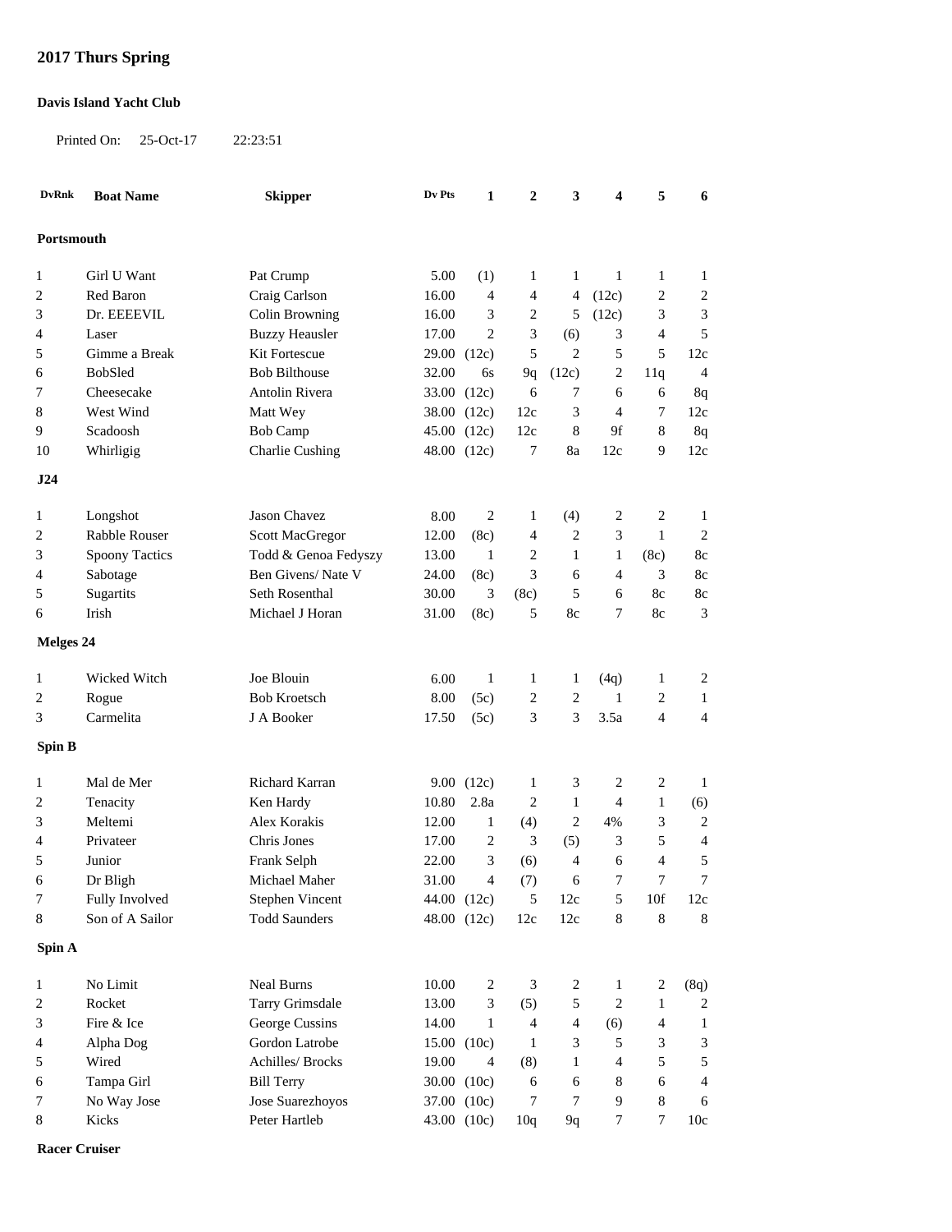# 2017 Thurs Spring

**Davis Island Yacht Club**

Printed On: 25-Oct-17 22:23:51

| DvRnk | Boat Name | Skipper | Dv Pts | 1 | 2 | 3 | 4 | 5 | 6 |
|---|---|---|---|---|---|---|---|---|---|
| **Portsmouth** | | | | | | | | | |
| 1 | Girl U Want | Pat Crump | 5.00 | (1) | 1 | 1 | 1 | 1 | 1 |
| 2 | Red Baron | Craig Carlson | 16.00 | 4 | 4 | 4 | (12c) | 2 | 2 |
| 3 | Dr. EEEEVIL | Colin Browning | 16.00 | 3 | 2 | 5 | (12c) | 3 | 3 |
| 4 | Laser | Buzzy Heausler | 17.00 | 2 | 3 | (6) | 3 | 4 | 5 |
| 5 | Gimme a Break | Kit Fortescue | 29.00 | (12c) | 5 | 2 | 5 | 5 | 12c |
| 6 | BobSled | Bob Bilthouse | 32.00 | 6s | 9q | (12c) | 2 | 11q | 4 |
| 7 | Cheesecake | Antolin Rivera | 33.00 | (12c) | 6 | 7 | 6 | 6 | 8q |
| 8 | West Wind | Matt Wey | 38.00 | (12c) | 12c | 3 | 4 | 7 | 12c |
| 9 | Scadoosh | Bob Camp | 45.00 | (12c) | 12c | 8 | 9f | 8 | 8q |
| 10 | Whirligig | Charlie Cushing | 48.00 | (12c) | 7 | 8a | 12c | 9 | 12c |
| **J24** | | | | | | | | | |
| 1 | Longshot | Jason Chavez | 8.00 | 2 | 1 | (4) | 2 | 2 | 1 |
| 2 | Rabble Rouser | Scott MacGregor | 12.00 | (8c) | 4 | 2 | 3 | 1 | 2 |
| 3 | Spoony Tactics | Todd & Genoa Fedyszy | 13.00 | 1 | 2 | 1 | 1 | (8c) | 8c |
| 4 | Sabotage | Ben Givens/ Nate V | 24.00 | (8c) | 3 | 6 | 4 | 3 | 8c |
| 5 | Sugartits | Seth Rosenthal | 30.00 | 3 | (8c) | 5 | 6 | 8c | 8c |
| 6 | Irish | Michael J Horan | 31.00 | (8c) | 5 | 8c | 7 | 8c | 3 |
| **Melges 24** | | | | | | | | | |
| 1 | Wicked Witch | Joe Blouin | 6.00 | 1 | 1 | 1 | (4q) | 1 | 2 |
| 2 | Rogue | Bob Kroetsch | 8.00 | (5c) | 2 | 2 | 1 | 2 | 1 |
| 3 | Carmelita | J A Booker | 17.50 | (5c) | 3 | 3 | 3.5a | 4 | 4 |
| **Spin B** | | | | | | | | | |
| 1 | Mal de Mer | Richard Karran | 9.00 | (12c) | 1 | 3 | 2 | 2 | 1 |
| 2 | Tenacity | Ken Hardy | 10.80 | 2.8a | 2 | 1 | 4 | 1 | (6) |
| 3 | Meltemi | Alex Korakis | 12.00 | 1 | (4) | 2 | 4% | 3 | 2 |
| 4 | Privateer | Chris Jones | 17.00 | 2 | 3 | (5) | 3 | 5 | 4 |
| 5 | Junior | Frank Selph | 22.00 | 3 | (6) | 4 | 6 | 4 | 5 |
| 6 | Dr Bligh | Michael Maher | 31.00 | 4 | (7) | 6 | 7 | 7 | 7 |
| 7 | Fully Involved | Stephen Vincent | 44.00 | (12c) | 5 | 12c | 5 | 10f | 12c |
| 8 | Son of A Sailor | Todd Saunders | 48.00 | (12c) | 12c | 12c | 8 | 8 | 8 |
| **Spin A** | | | | | | | | | |
| 1 | No Limit | Neal Burns | 10.00 | 2 | 3 | 2 | 1 | 2 | (8q) |
| 2 | Rocket | Tarry Grimsdale | 13.00 | 3 | (5) | 5 | 2 | 1 | 2 |
| 3 | Fire & Ice | George Cussins | 14.00 | 1 | 4 | 4 | (6) | 4 | 1 |
| 4 | Alpha Dog | Gordon Latrobe | 15.00 | (10c) | 1 | 3 | 5 | 3 | 3 |
| 5 | Wired | Achilles/ Brocks | 19.00 | 4 | (8) | 1 | 4 | 5 | 5 |
| 6 | Tampa Girl | Bill Terry | 30.00 | (10c) | 6 | 6 | 8 | 6 | 4 |
| 7 | No Way Jose | Jose Suarezhoyos | 37.00 | (10c) | 7 | 7 | 9 | 8 | 6 |
| 8 | Kicks | Peter Hartleb | 43.00 | (10c) | 10q | 9q | 7 | 7 | 10c |

**Racer Cruiser**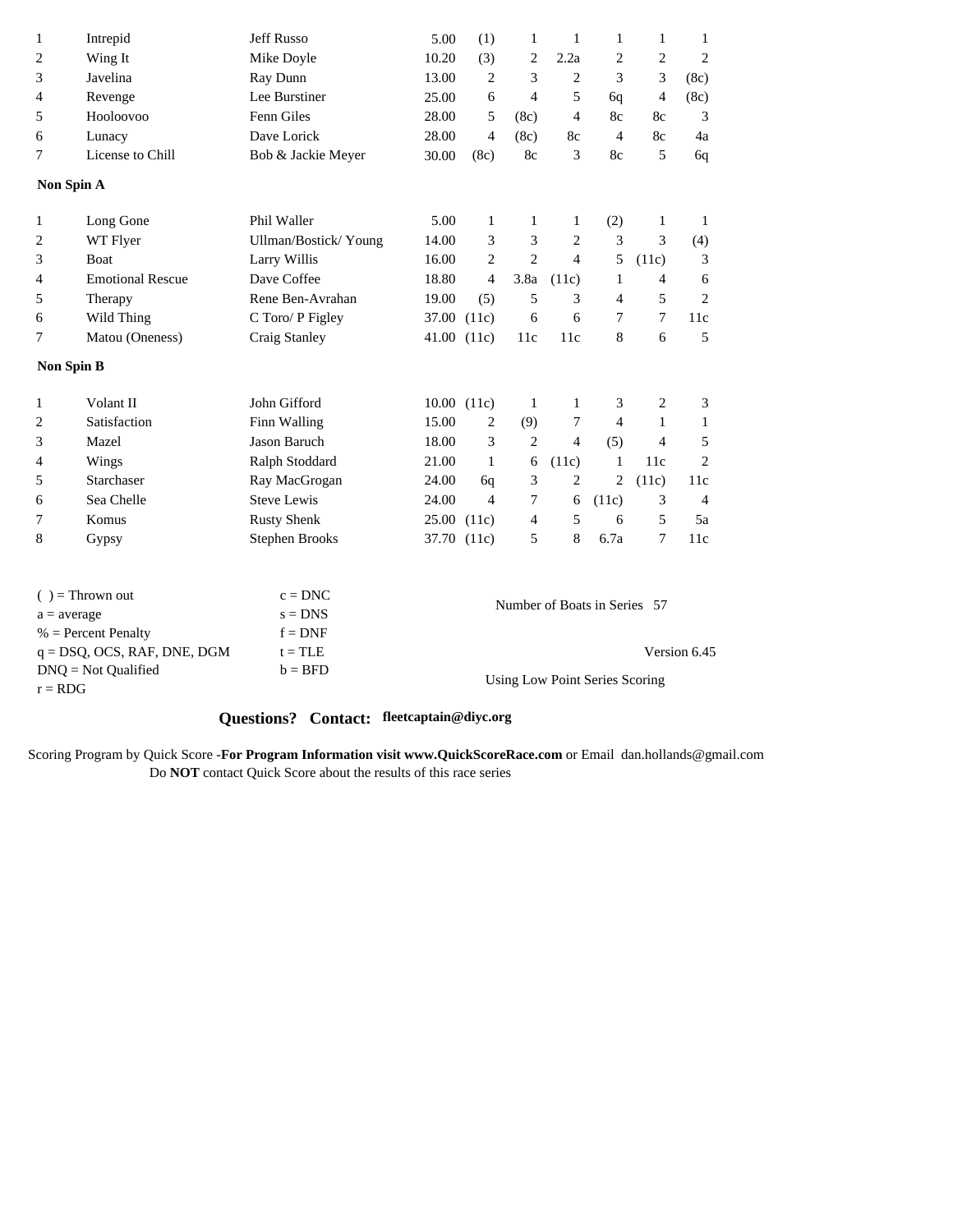| | | | | | | | | | |
|---|---|---|---|---|---|---|---|---|---|
| 1 | Intrepid | Jeff Russo | 5.00 | (1) | 1 | 1 | 1 | 1 | 1 |
| 2 | Wing It | Mike Doyle | 10.20 | (3) | 2 | 2.2a | 2 | 2 | 2 |
| 3 | Javelina | Ray Dunn | 13.00 | 2 | 3 | 2 | 3 | 3 | (8c) |
| 4 | Revenge | Lee Burstiner | 25.00 | 6 | 4 | 5 | 6q | 4 | (8c) |
| 5 | Hooloovoo | Fenn Giles | 28.00 | 5 | (8c) | 4 | 8c | 8c | 3 |
| 6 | Lunacy | Dave Lorick | 28.00 | 4 | (8c) | 8c | 4 | 8c | 4a |
| 7 | License to Chill | Bob & Jackie Meyer | 30.00 | (8c) | 8c | 3 | 8c | 5 | 6q |

**Non Spin A**

| | | | | | | | | | |
|---|---|---|---|---|---|---|---|---|---|
| 1 | Long Gone | Phil Waller | 5.00 | 1 | 1 | 1 | (2) | 1 | 1 |
| 2 | WT Flyer | Ullman/Bostick/ Young | 14.00 | 3 | 3 | 2 | 3 | 3 | (4) |
| 3 | Boat | Larry Willis | 16.00 | 2 | 2 | 4 | 5 | (11c) | 3 |
| 4 | Emotional Rescue | Dave Coffee | 18.80 | 4 | 3.8a | (11c) | 1 | 4 | 6 |
| 5 | Therapy | Rene Ben-Avrahan | 19.00 | (5) | 5 | 3 | 4 | 5 | 2 |
| 6 | Wild Thing | C Toro/ P Figley | 37.00 | (11c) | 6 | 6 | 7 | 7 | 11c |
| 7 | Matou (Oneness) | Craig Stanley | 41.00 | (11c) | 11c | 11c | 8 | 6 | 5 |

**Non Spin B**

| | | | | | | | | | |
|---|---|---|---|---|---|---|---|---|---|
| 1 | Volant II | John Gifford | 10.00 | (11c) | 1 | 1 | 3 | 2 | 3 |
| 2 | Satisfaction | Finn Walling | 15.00 | 2 | (9) | 7 | 4 | 1 | 1 |
| 3 | Mazel | Jason Baruch | 18.00 | 3 | 2 | 4 | (5) | 4 | 5 |
| 4 | Wings | Ralph Stoddard | 21.00 | 1 | 6 | (11c) | 1 | 11c | 2 |
| 5 | Starchaser | Ray MacGrogan | 24.00 | 6q | 3 | 2 | 2 | (11c) | 11c |
| 6 | Sea Chelle | Steve Lewis | 24.00 | 4 | 7 | 6 | (11c) | 3 | 4 |
| 7 | Komus | Rusty Shenk | 25.00 | (11c) | 4 | 5 | 6 | 5 | 5a |
| 8 | Gypsy | Stephen Brooks | 37.70 | (11c) | 5 | 8 | 6.7a | 7 | 11c |

( ) = Thrown out
a = average
% = Percent Penalty
q = DSQ, OCS, RAF, DNE, DGM
DNQ = Not Qualified
r = RDG

c = DNC
s = DNS
f = DNF
t = TLE
b = BFD

Number of Boats in Series 57

Version 6.45

Using Low Point Series Scoring

**Questions? Contact: fleetcaptain@diyc.org**

Scoring Program by Quick Score -**For Program Information visit www.QuickScoreRace.com** or Email dan.hollands@gmail.com
Do **NOT** contact Quick Score about the results of this race series